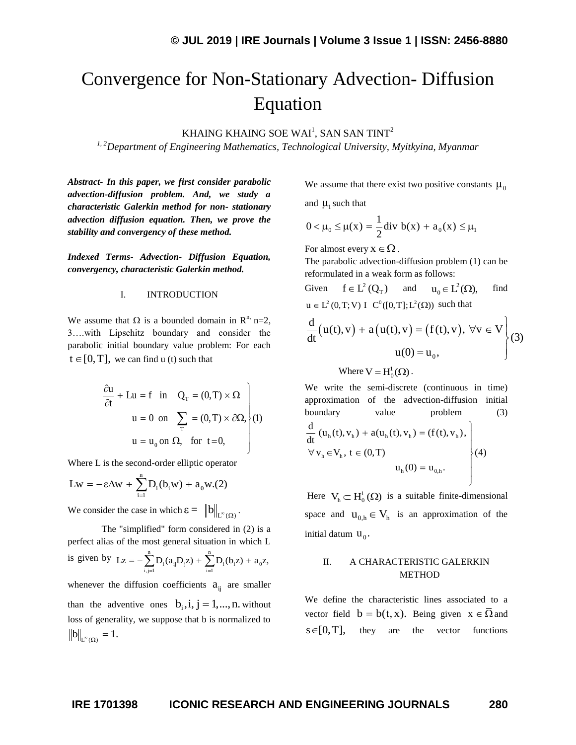# Convergence for Non-Stationary Advection- Diffusion Equation

KHAING KHAING SOE WAI[1], SAN SAN TINT[2]

[1, 2]*Department of Engineering Mathematics, Technological University, Myitkyina, Myanmar*

***Abstract- In this paper, we first consider parabolic advection-diffusion problem. And, we study a characteristic Galerkin method for non- stationary advection diffusion equation. Then, we prove the stability and convergency of these method.***

***Indexed Terms- Advection- Diffusion Equation, convergency, characteristic Galerkin method.***

## I. INTRODUCTION

We assume that $\Omega$ is a bounded domain in $R^n$, n=2, 3….with Lipschitz boundary and consider the parabolic initial boundary value problem: For each $t \in [0, T]$, we can find u (t) such that

$$\left.\begin{aligned} \frac{\partial u}{\partial t} + Lu = f \quad \text{in} \quad Q_T = (0,T)\times\Omega \\ u = 0 \ \text{ on } \ \sum_T = (0,T)\times\partial\Omega, \\ u = u_0 \text{ on } \Omega, \quad \text{for } t=0, \end{aligned}\right\} (1)$$

Where L is the second-order elliptic operator

$$Lw = -\varepsilon\Delta w + \sum_{i=1}^{n} D_i(b_i w) + a_0 w. (2)$$

We consider the case in which $\varepsilon = \|b\|_{L^\infty(\Omega)}$.

The "simplified" form considered in (2) is a perfect alias of the most general situation in which L is given by $Lz = -\sum_{i,j=1}^{n} D_i(a_{ij}D_j z) + \sum_{i=1}^{n} D_i(b_i z) + a_0 z,$ whenever the diffusion coefficients $a_{ij}$ are smaller than the adventive ones $b_i, i, j = 1,...,n.$ without loss of generality, we suppose that b is normalized to $\|b\|_{L^\infty(\Omega)} = 1.$

We assume that there exist two positive constants $\mu_0$ and $\mu_1$ such that

$$0 < \mu_0 \le \mu(x) = \frac{1}{2}\text{div } b(x) + a_0(x) \le \mu_1$$

For almost every $x \in \Omega$.

The parabolic advection-diffusion problem (1) can be reformulated in a weak form as follows:

Given $f \in L^2(Q_T)$ and $u_0 \in L^2(\Omega)$, find $u \in L^2(0,T;V) \cap C^0([0,T];L^2(\Omega))$ such that

$$\left.\begin{aligned} \frac{d}{dt}\big(u(t), v\big) + a\big(u(t), v\big) = \big(f(t), v\big), \ \forall v \in V \\ u(0) = u_0, \end{aligned}\right\} (3)$$

Where $V = H_0^1(\Omega)$.

We write the semi-discrete (continuous in time) approximation of the advection-diffusion initial boundary value problem (3)

$$\left.\begin{aligned} &\frac{d}{dt}(u_h(t), v_h) + a(u_h(t), v_h) = (f(t), v_h), \\ &\forall v_h \in V_h, \ t \in (0,T) \\ &\qquad u_h(0) = u_{0,h}. \end{aligned}\right\} (4)$$

Here $V_h \subset H_0^1(\Omega)$ is a suitable finite-dimensional space and $u_{0,h} \in V_h$ is an approximation of the initial datum $u_0$.

## II. A CHARACTERISTIC GALERKIN METHOD

We define the characteristic lines associated to a vector field $b = b(t, x)$. Being given $x \in \bar{\Omega}$ and $s \in [0, T]$, they are the vector functions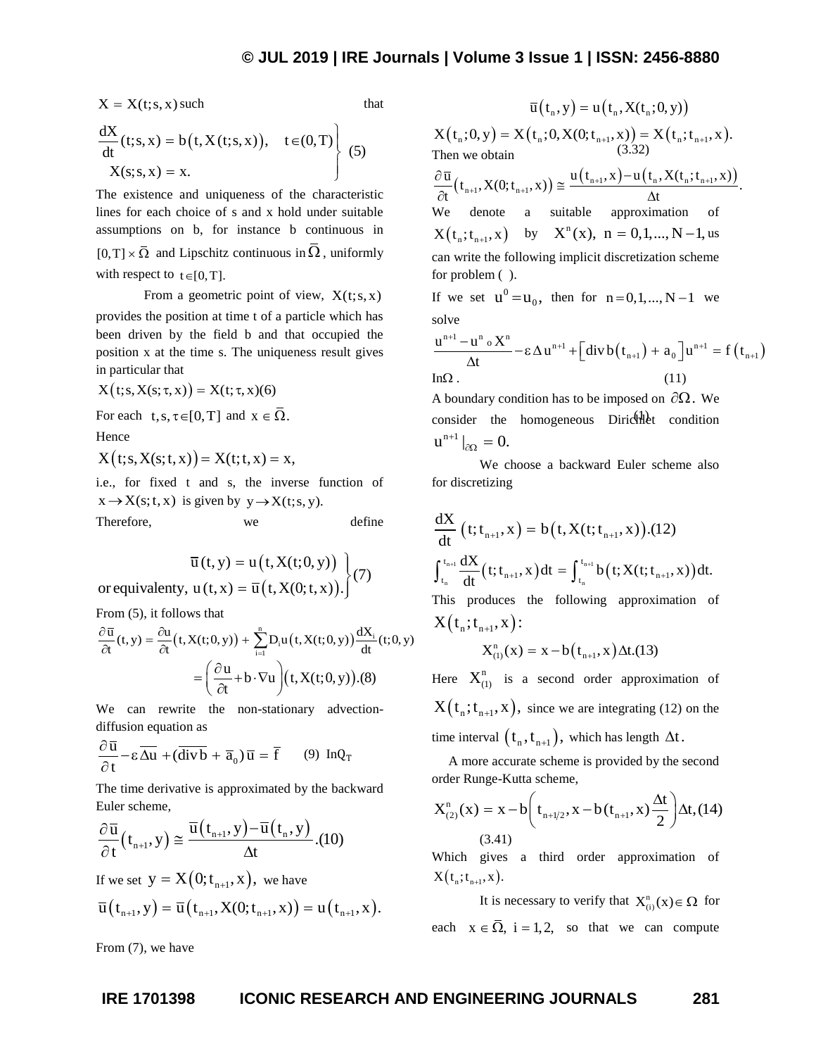$X = X(t;s,x)$ such that

$$\left.\begin{aligned} \frac{dX}{dt}(t;s,x) &= b\left(t, X(t;s,x)\right), \quad t \in (0,T) \\ X(s;s,x) &= x. \end{aligned}\right\} \quad (5)$$

The existence and uniqueness of the characteristic lines for each choice of s and x hold under suitable assumptions on b, for instance b continuous in $[0,T] \times \bar{\Omega}$ and Lipschitz continuous in $\bar{\Omega}$, uniformly with respect to $t \in [0,T]$.

From a geometric point of view, $X(t;s,x)$ provides the position at time t of a particle which has been driven by the field b and that occupied the position x at the time s. The uniqueness result gives in particular that

$$X\left(t;s,X(s;\tau,x)\right) = X(t;\tau,x)(6)$$

For each $t,s,\tau \in [0,T]$ and $x \in \bar{\Omega}$.

Hence

$$X\left(t;s,X(s;t,x)\right) = X(t;t,x) = x,$$

i.e., for fixed t and s, the inverse function of $x \to X(s;t,x)$ is given by $y \to X(t;s,y)$.

Therefore, we define

$$\left.\begin{aligned} \bar{u}(t,y) &= u\left(t, X(t;0,y)\right) \\ \text{or equivalenty, } u(t,x) &= \bar{u}\left(t, X(0;t,x)\right). \end{aligned}\right\}(7)$$

From (5), it follows that

$$\begin{aligned} \frac{\partial \bar{u}}{\partial t}(t,y) &= \frac{\partial u}{\partial t}\left(t, X(t;0,y)\right) + \sum_{i=1}^{n} D_i u\left(t, X(t;0,y)\right)\frac{dX_i}{dt}(t;0,y) \\ &= \left(\frac{\partial u}{\partial t} + b\cdot\nabla u\right)\left(t, X(t;0,y)\right).(8) \end{aligned}$$

We can rewrite the non-stationary advection-diffusion equation as

$$\frac{\partial \bar{u}}{\partial t} - \varepsilon\,\overline{\Delta u} + (\overline{\operatorname{div} b} + \bar{a}_0)\,\bar{u} = \bar{f} \qquad (9) \ \text{In} Q_T$$

The time derivative is approximated by the backward Euler scheme,

$$\frac{\partial \bar{u}}{\partial t}\left(t_{n+1}, y\right) \cong \frac{\bar{u}\left(t_{n+1}, y\right) - \bar{u}\left(t_n, y\right)}{\Delta t}.(10)$$

If we set $y = X\left(0;t_{n+1},x\right)$, we have

$$\bar{u}\left(t_{n+1}, y\right) = \bar{u}\left(t_{n+1}, X(0;t_{n+1},x)\right) = u\left(t_{n+1}, x\right).$$

From (7), we have

$$\bar{u}\left(t_n, y\right) = u\left(t_n, X(t_n;0,y)\right)$$

$$X\left(t_n;0,y\right) = X\left(t_n;0,X(0;t_{n+1},x)\right) = X\left(t_n;t_{n+1},x\right).$$

(3.32)

Then we obtain

$$\frac{\partial \bar{u}}{\partial t}\left(t_{n+1}, X(0;t_{n+1},x)\right) \cong \frac{u\left(t_{n+1},x\right) - u\left(t_n, X(t_n;t_{n+1},x)\right)}{\Delta t}.$$

We denote a suitable approximation of $X\left(t_n;t_{n+1},x\right)$ by $X^n(x)$, $n = 0,1,...,N-1$, us can write the following implicit discretization scheme for problem ( ).

If we set $u^0 = u_0$, then for $n = 0,1,...,N-1$ we solve

$$\frac{u^{n+1} - u^n \circ X^n}{\Delta t} - \varepsilon\,\Delta u^{n+1} + \left[\operatorname{div} b\left(t_{n+1}\right) + a_0\right]u^{n+1} = f\left(t_{n+1}\right)$$

$\text{In}\Omega$. (11)

A boundary condition has to be imposed on $\partial\Omega$. We consider the homogeneous Dirichlet condition (1)

$$u^{n+1}\big|_{\partial\Omega} = 0.$$

We choose a backward Euler scheme also for discretizing

$$\frac{dX}{dt}\left(t;t_{n+1},x\right) = b\left(t, X(t;t_{n+1},x)\right).(12)$$

$$\int_{t_n}^{t_{n+1}} \frac{dX}{dt}\left(t;t_{n+1},x\right)dt = \int_{t_n}^{t_{n+1}} b\left(t;X(t;t_{n+1},x)\right)dt.$$

This produces the following approximation of $X\left(t_n;t_{n+1},x\right)$:

$$X_{(1)}^n(x) = x - b\left(t_{n+1},x\right)\Delta t.(13)$$

Here $X_{(1)}^n$ is a second order approximation of $X\left(t_n;t_{n+1},x\right)$, since we are integrating (12) on the time interval $\left(t_n, t_{n+1}\right)$, which has length $\Delta t$.

A more accurate scheme is provided by the second order Runge-Kutta scheme,

$$X_{(2)}^n(x) = x - b\left(t_{n+1/2}, x - b(t_{n+1},x)\frac{\Delta t}{2}\right)\Delta t, (14)$$

(3.41)

Which gives a third order approximation of $X(t_n;t_{n+1},x)$.

It is necessary to verify that $X_{(i)}^n(x) \in \Omega$ for each $x \in \bar{\Omega}$, $i = 1,2$, so that we can compute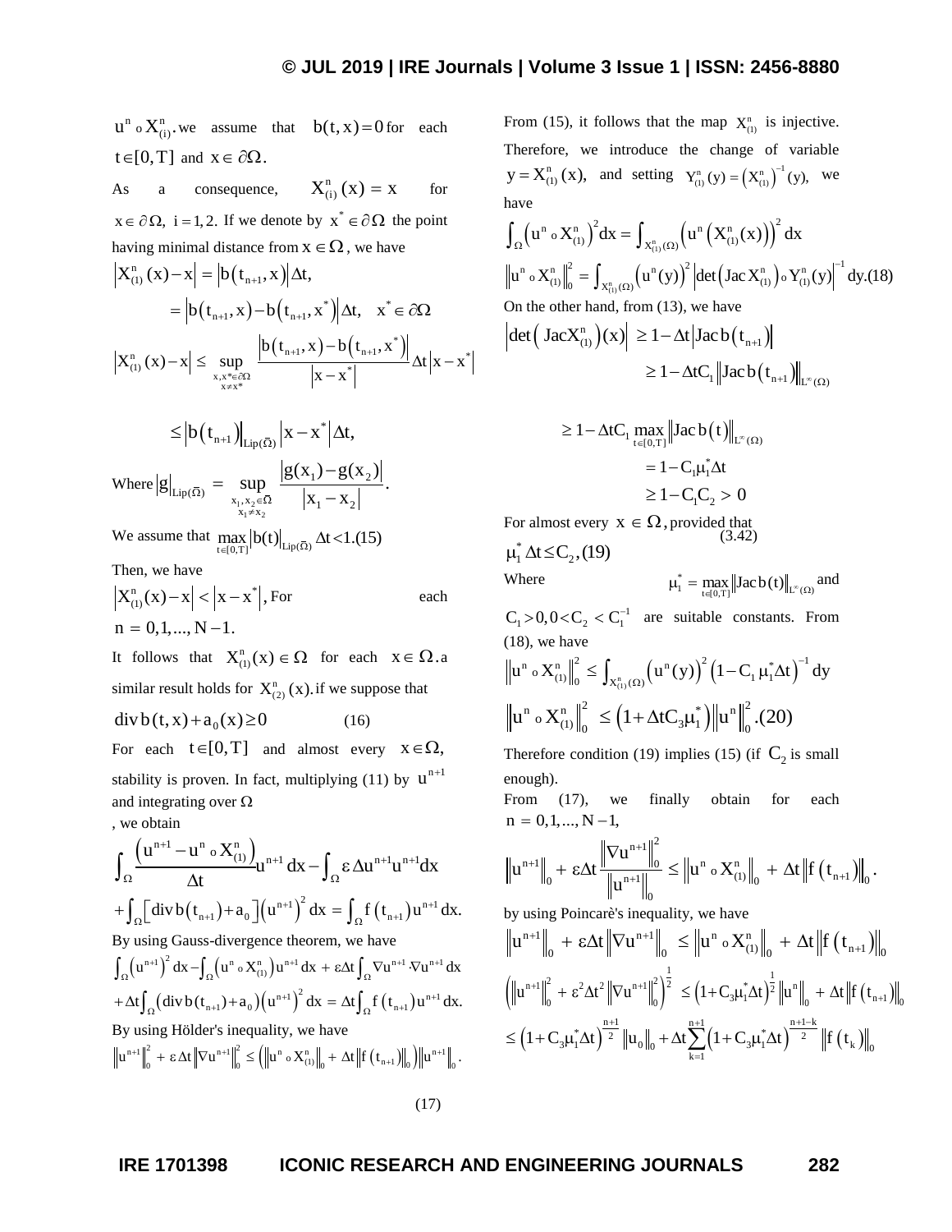$u^n \circ X^n_{(i)}$. we assume that $b(t,x) = 0$ for each $t \in [0,T]$ and $x \in \partial\Omega$.

As a consequence, $X^n_{(i)}(x) = x$ for $x \in \partial\Omega,\ i = 1,2$. If we denote by $x^* \in \partial\Omega$ the point having minimal distance from $x \in \Omega$, we have

$$\left|X^n_{(1)}(x) - x\right| = \left|b(t_{n+1},x)\right|\Delta t,$$

$$= \left|b(t_{n+1},x) - b(t_{n+1},x^*)\right|\Delta t, \quad x^* \in \partial\Omega$$

$$\left|X^n_{(1)}(x) - x\right| \le \sup_{\substack{x,x^* \in \partial\Omega \\ x \ne x^*}} \frac{\left|b(t_{n+1},x) - b(t_{n+1},x^*)\right|}{\left|x - x^*\right|}\Delta t\left|x - x^*\right|$$

$$\le \left|b(t_{n+1})\right|_{\mathrm{Lip}(\bar{\Omega})}\left|x - x^*\right|\Delta t,$$

Where $\left|g\right|_{\mathrm{Lip}(\bar{\Omega})} = \sup\limits_{\substack{x_1,x_2 \in \bar{\Omega} \\ x_1 \ne x_2}} \dfrac{\left|g(x_1) - g(x_2)\right|}{\left|x_1 - x_2\right|}.$

We assume that $\max\limits_{t \in [0,T]}\left|b(t)\right|_{\mathrm{Lip}(\bar{\Omega})}\Delta t < 1.(15)$

Then, we have

$\left|X^n_{(1)}(x) - x\right| < \left|x - x^*\right|$, For each $n = 0,1,...,N-1.$

It follows that $X^n_{(1)}(x) \in \Omega$ for each $x \in \Omega$. a similar result holds for $X^n_{(2)}(x)$. if we suppose that

$$\operatorname{div} b(t,x) + a_0(x) \ge 0 \qquad (16)$$

For each $t \in [0,T]$ and almost every $x \in \Omega$, stability is proven. In fact, multiplying (11) by $u^{n+1}$ and integrating over $\Omega$, we obtain

$$\int_\Omega \frac{\left(u^{n+1} - u^n \circ X^n_{(1)}\right)}{\Delta t}u^{n+1}\,dx - \int_\Omega \varepsilon\,\Delta u^{n+1}u^{n+1}dx$$

$$+\int_\Omega\left[\operatorname{div} b(t_{n+1}) + a_0\right]\left(u^{n+1}\right)^2 dx = \int_\Omega f(t_{n+1})u^{n+1}\,dx.$$

By using Gauss-divergence theorem, we have

$$\int_\Omega\left(u^{n+1}\right)^2 dx - \int_\Omega\left(u^n \circ X^n_{(1)}\right)u^{n+1}\,dx + \varepsilon\Delta t\int_\Omega \nabla u^{n+1}\cdot\nabla u^{n+1}\,dx$$

$$+\Delta t\int_\Omega\left(\operatorname{div} b(t_{n+1}) + a_0\right)\left(u^{n+1}\right)^2 dx = \Delta t\int_\Omega f(t_{n+1})u^{n+1}\,dx.$$

By using Hölder's inequality, we have

$$\left\|u^{n+1}\right\|_0^2 + \varepsilon\Delta t\left\|\nabla u^{n+1}\right\|_0^2 \le \left(\left\|u^n \circ X^n_{(1)}\right\|_0 + \Delta t\left\|f(t_{n+1})\right\|_0\right)\left\|u^{n+1}\right\|_0.$$

(17)

From (15), it follows that the map $X^n_{(1)}$ is injective. Therefore, we introduce the change of variable $y = X^n_{(1)}(x)$, and setting $Y^n_{(1)}(y) = \left(X^n_{(1)}\right)^{-1}(y)$, we have

$$\int_\Omega\left(u^n \circ X^n_{(1)}\right)^2 dx = \int_{X^n_{(1)}(\Omega)}\left(u^n\left(X^n_{(1)}(x)\right)\right)^2 dx$$

$$\left\|u^n \circ X^n_{(1)}\right\|_0^2 = \int_{X^n_{(1)}(\Omega)}\left(u^n(y)\right)^2\left|\det\left(\mathrm{Jac}\,X^n_{(1)}\right)\circ Y^n_{(1)}(y)\right|^{-1}dy.(18)$$

On the other hand, from (13), we have

$$\left|\det\left(\mathrm{Jac}X^n_{(1)}\right)(x)\right| \ge 1 - \Delta t\left|\mathrm{Jac}\,b(t_{n+1})\right|$$

$$\ge 1 - \Delta t C_1\left\|\mathrm{Jac}\,b(t_{n+1})\right\|_{L^\infty(\Omega)}$$

$$\ge 1 - \Delta t C_1\max_{t \in [0,T]}\left\|\mathrm{Jac}\,b(t)\right\|_{L^\infty(\Omega)}$$

$$= 1 - C_1\mu_1^*\Delta t$$

$$\ge 1 - C_1C_2 > 0$$

For almost every $x \in \Omega$, provided that (3.42)

$\mu_1^*\Delta t \le C_2, (19)$

Where $\mu_1^* = \max\limits_{t \in [0,T]}\left\|\mathrm{Jac}\,b(t)\right\|_{L^\infty(\Omega)}$ and $C_1 > 0, 0 < C_2 < C_1^{-1}$ are suitable constants. From (18), we have

$$\left\|u^n \circ X^n_{(1)}\right\|_0^2 \le \int_{X^n_{(1)}(\Omega)}\left(u^n(y)\right)^2\left(1 - C_1\mu_1^*\Delta t\right)^{-1}dy$$

$$\left\|u^n \circ X^n_{(1)}\right\|_0^2 \le \left(1 + \Delta t C_3\mu_1^*\right)\left\|u^n\right\|_0^2.(20)$$

Therefore condition (19) implies (15) (if $C_2$ is small enough).

From (17), we finally obtain for each $n = 0,1,...,N-1,$

$$\left\|u^{n+1}\right\|_0 + \varepsilon\Delta t\frac{\left\|\nabla u^{n+1}\right\|_0^2}{\left\|u^{n+1}\right\|_0} \le \left\|u^n \circ X^n_{(1)}\right\|_0 + \Delta t\left\|f(t_{n+1})\right\|_0.$$

by using Poincarè's inequality, we have

$$\left\|u^{n+1}\right\|_0 + \varepsilon\Delta t\left\|\nabla u^{n+1}\right\|_0 \le \left\|u^n \circ X^n_{(1)}\right\|_0 + \Delta t\left\|f(t_{n+1})\right\|_0$$

$$\left(\left\|u^{n+1}\right\|_0^2 + \varepsilon^2\Delta t^2\left\|\nabla u^{n+1}\right\|_0^2\right)^{\frac{1}{2}} \le \left(1 + C_3\mu_1^*\Delta t\right)^{\frac{1}{2}}\left\|u^n\right\|_0 + \Delta t\left\|f(t_{n+1})\right\|_0$$

$$\le \left(1 + C_3\mu_1^*\Delta t\right)^{\frac{n+1}{2}}\left\|u_0\right\|_0 + \Delta t\sum_{k=1}^{n+1}\left(1 + C_3\mu_1^*\Delta t\right)^{\frac{n+1-k}{2}}\left\|f(t_k)\right\|_0$$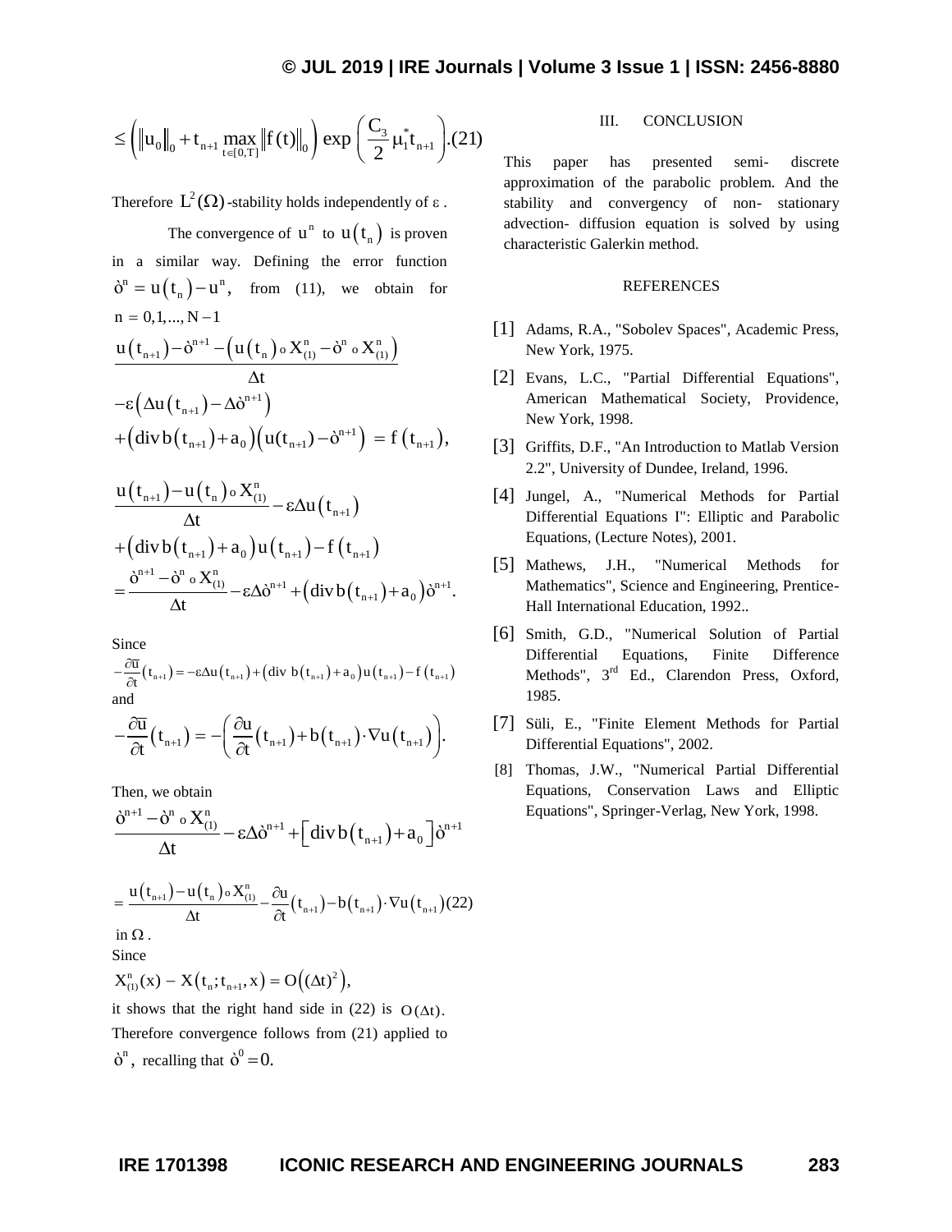$$\leq \left( \left\| u_0 \right\|_0 + t_{n+1} \max_{t \in [0,T]} \left\| f(t) \right\|_0 \right) \exp\left( \frac{C_3}{2} \mu_1^* t_{n+1} \right). (21)$$

Therefore $L^2(\Omega)$-stability holds independently of $\varepsilon$.

The convergence of $u^n$ to $u(t_n)$ is proven in a similar way. Defining the error function $\grave{o}^n = u(t_n) - u^n$, from (11), we obtain for $n = 0, 1, ..., N-1$

$$\frac{u(t_{n+1}) - \grave{o}^{n+1} - \left( u(t_n) \circ X_{(1)}^n - \grave{o}^n \circ X_{(1)}^n \right)}{\Delta t}$$

$$-\varepsilon\left( \Delta u(t_{n+1}) - \Delta \grave{o}^{n+1} \right)$$

$$+\left( \operatorname{div} b(t_{n+1}) + a_0 \right)\left( u(t_{n+1}) - \grave{o}^{n+1} \right) = f(t_{n+1}),$$

$$\frac{u(t_{n+1}) - u(t_n) \circ X_{(1)}^n}{\Delta t} - \varepsilon \Delta u(t_{n+1})$$

$$+\left( \operatorname{div} b(t_{n+1}) + a_0 \right) u(t_{n+1}) - f(t_{n+1})$$

$$= \frac{\grave{o}^{n+1} - \grave{o}^n \circ X_{(1)}^n}{\Delta t} - \varepsilon \Delta \grave{o}^{n+1} + \left( \operatorname{div} b(t_{n+1}) + a_0 \right) \grave{o}^{n+1}.$$

Since

$$-\frac{\partial \overline{u}}{\partial t}(t_{n+1}) = -\varepsilon \Delta u(t_{n+1}) + \left( \operatorname{div} b(t_{n+1}) + a_0 \right) u(t_{n+1}) - f(t_{n+1})$$

and

$$-\frac{\partial \overline{u}}{\partial t}(t_{n+1}) = -\left( \frac{\partial u}{\partial t}(t_{n+1}) + b(t_{n+1}) \cdot \nabla u(t_{n+1}) \right).$$

Then, we obtain

$$\frac{\grave{o}^{n+1} - \grave{o}^n \circ X_{(1)}^n}{\Delta t} - \varepsilon \Delta \grave{o}^{n+1} + \left[ \operatorname{div} b(t_{n+1}) + a_0 \right] \grave{o}^{n+1}$$

$$= \frac{u(t_{n+1}) - u(t_n) \circ X_{(1)}^n}{\Delta t} - \frac{\partial u}{\partial t}(t_{n+1}) - b(t_{n+1}) \cdot \nabla u(t_{n+1}) (22)$$

in $\Omega$.

Since

$$X_{(1)}^n(x) - X(t_n; t_{n+1}, x) = O\left( (\Delta t)^2 \right),$$

it shows that the right hand side in (22) is $O(\Delta t)$. Therefore convergence follows from (21) applied to $\grave{o}^n$, recalling that $\grave{o}^0 = 0$.

## III. CONCLUSION

This paper has presented semi- discrete approximation of the parabolic problem. And the stability and convergency of non- stationary advection- diffusion equation is solved by using characteristic Galerkin method.

## REFERENCES

[1] Adams, R.A., "Sobolev Spaces", Academic Press, New York, 1975.

[2] Evans, L.C., "Partial Differential Equations", American Mathematical Society, Providence, New York, 1998.

[3] Griffits, D.F., "An Introduction to Matlab Version 2.2", University of Dundee, Ireland, 1996.

[4] Jungel, A., "Numerical Methods for Partial Differential Equations I": Elliptic and Parabolic Equations, (Lecture Notes), 2001.

[5] Mathews, J.H., "Numerical Methods for Mathematics", Science and Engineering, Prentice-Hall International Education, 1992..

[6] Smith, G.D., "Numerical Solution of Partial Differential Equations, Finite Difference Methods", 3rd Ed., Clarendon Press, Oxford, 1985.

[7] Süli, E., "Finite Element Methods for Partial Differential Equations", 2002.

[8] Thomas, J.W., "Numerical Partial Differential Equations, Conservation Laws and Elliptic Equations", Springer-Verlag, New York, 1998.